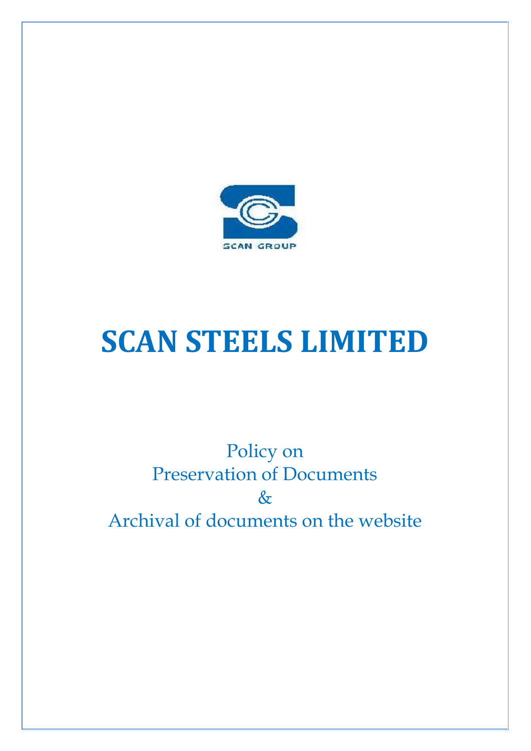SCAN GROUP

# SCAN STEELS LIMITED

Policy on
Preservation of Documents
&
Archival of documents on the website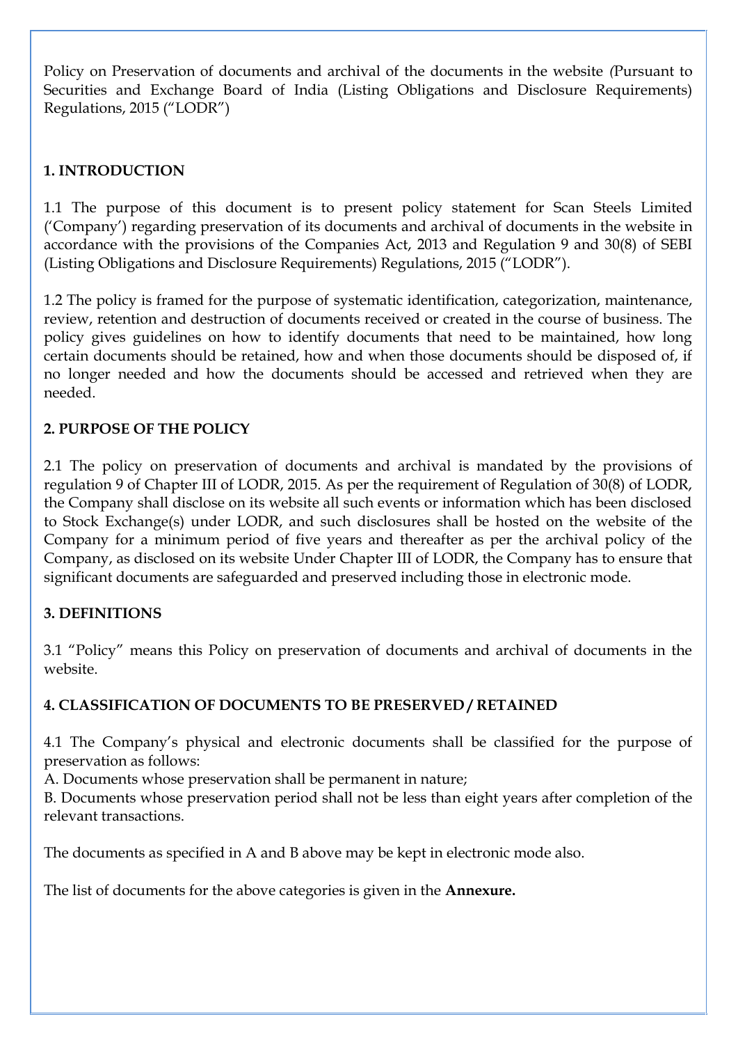Policy on Preservation of documents and archival of the documents in the website (Pursuant to Securities and Exchange Board of India (Listing Obligations and Disclosure Requirements) Regulations, 2015 ("LODR")

## 1. INTRODUCTION

1.1 The purpose of this document is to present policy statement for Scan Steels Limited ('Company') regarding preservation of its documents and archival of documents in the website in accordance with the provisions of the Companies Act, 2013 and Regulation 9 and 30(8) of SEBI (Listing Obligations and Disclosure Requirements) Regulations, 2015 ("LODR").

1.2 The policy is framed for the purpose of systematic identification, categorization, maintenance, review, retention and destruction of documents received or created in the course of business. The policy gives guidelines on how to identify documents that need to be maintained, how long certain documents should be retained, how and when those documents should be disposed of, if no longer needed and how the documents should be accessed and retrieved when they are needed.

## 2. PURPOSE OF THE POLICY

2.1 The policy on preservation of documents and archival is mandated by the provisions of regulation 9 of Chapter III of LODR, 2015. As per the requirement of Regulation of 30(8) of LODR, the Company shall disclose on its website all such events or information which has been disclosed to Stock Exchange(s) under LODR, and such disclosures shall be hosted on the website of the Company for a minimum period of five years and thereafter as per the archival policy of the Company, as disclosed on its website Under Chapter III of LODR, the Company has to ensure that significant documents are safeguarded and preserved including those in electronic mode.

## 3. DEFINITIONS

3.1 "Policy" means this Policy on preservation of documents and archival of documents in the website.

## 4. CLASSIFICATION OF DOCUMENTS TO BE PRESERVED / RETAINED

4.1 The Company's physical and electronic documents shall be classified for the purpose of preservation as follows:

A. Documents whose preservation shall be permanent in nature;

B. Documents whose preservation period shall not be less than eight years after completion of the relevant transactions.

The documents as specified in A and B above may be kept in electronic mode also.

The list of documents for the above categories is given in the **Annexure.**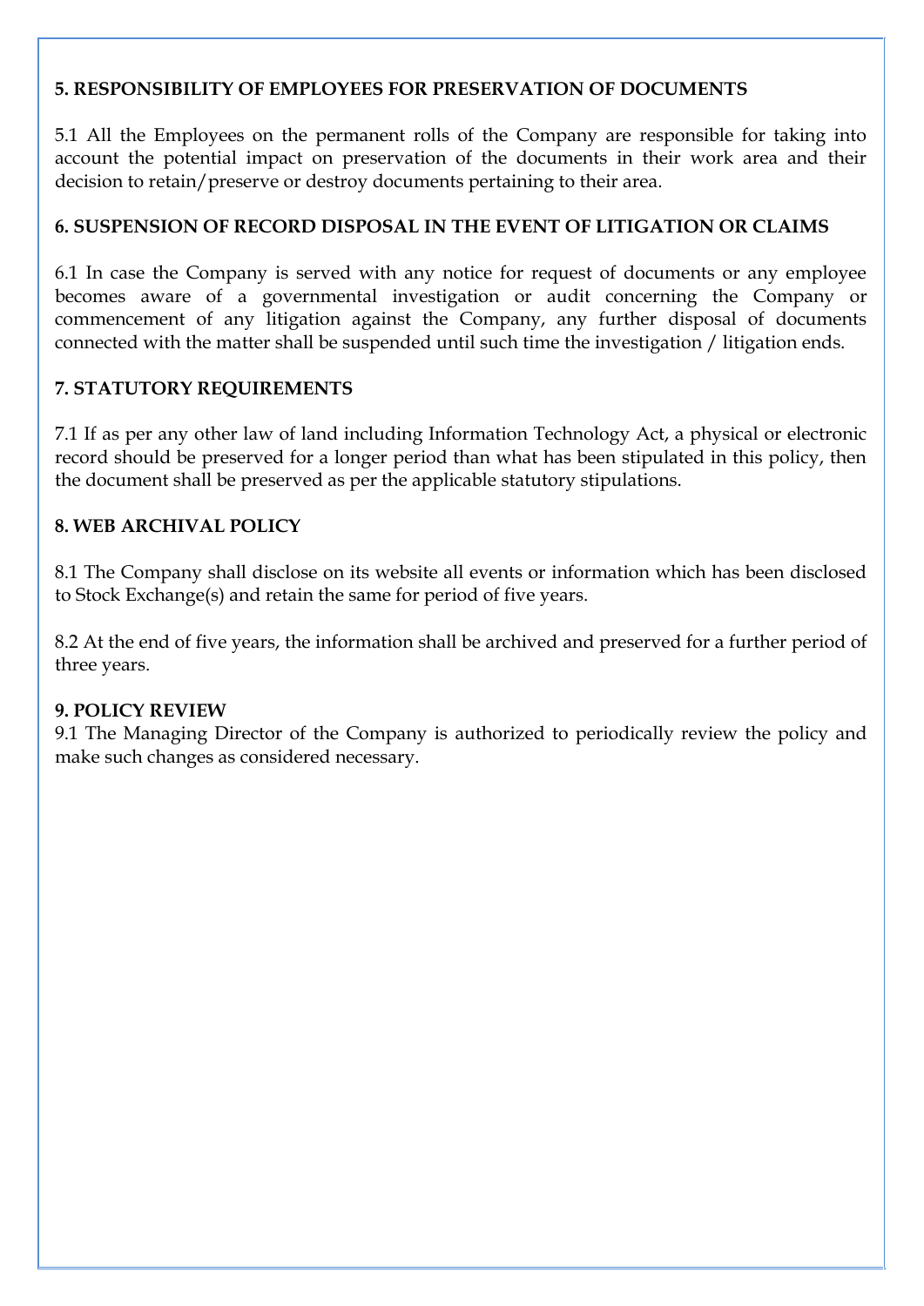### 5. RESPONSIBILITY OF EMPLOYEES FOR PRESERVATION OF DOCUMENTS

5.1 All the Employees on the permanent rolls of the Company are responsible for taking into account the potential impact on preservation of the documents in their work area and their decision to retain/preserve or destroy documents pertaining to their area.

### 6. SUSPENSION OF RECORD DISPOSAL IN THE EVENT OF LITIGATION OR CLAIMS

6.1 In case the Company is served with any notice for request of documents or any employee becomes aware of a governmental investigation or audit concerning the Company or commencement of any litigation against the Company, any further disposal of documents connected with the matter shall be suspended until such time the investigation / litigation ends.

### 7. STATUTORY REQUIREMENTS

7.1 If as per any other law of land including Information Technology Act, a physical or electronic record should be preserved for a longer period than what has been stipulated in this policy, then the document shall be preserved as per the applicable statutory stipulations.

### 8. WEB ARCHIVAL POLICY

8.1 The Company shall disclose on its website all events or information which has been disclosed to Stock Exchange(s) and retain the same for period of five years.

8.2 At the end of five years, the information shall be archived and preserved for a further period of three years.

### 9. POLICY REVIEW

9.1 The Managing Director of the Company is authorized to periodically review the policy and make such changes as considered necessary.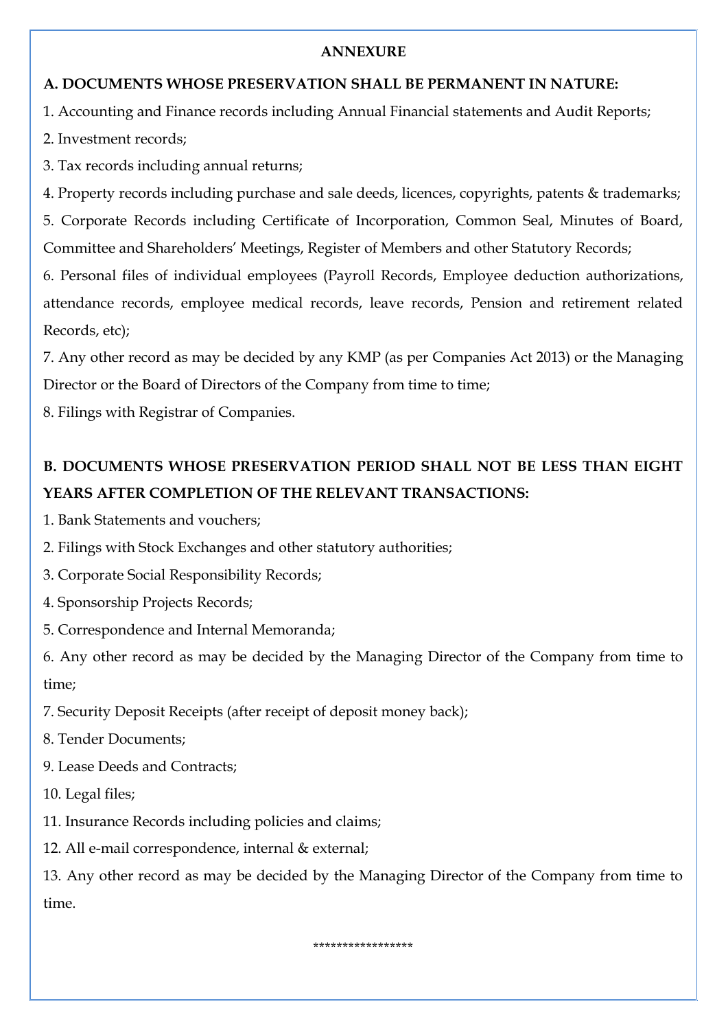# ANNEXURE

## A. DOCUMENTS WHOSE PRESERVATION SHALL BE PERMANENT IN NATURE:

1. Accounting and Finance records including Annual Financial statements and Audit Reports;
2. Investment records;
3. Tax records including annual returns;
4. Property records including purchase and sale deeds, licences, copyrights, patents & trademarks;
5. Corporate Records including Certificate of Incorporation, Common Seal, Minutes of Board, Committee and Shareholders' Meetings, Register of Members and other Statutory Records;
6. Personal files of individual employees (Payroll Records, Employee deduction authorizations, attendance records, employee medical records, leave records, Pension and retirement related Records, etc);
7. Any other record as may be decided by any KMP (as per Companies Act 2013) or the Managing Director or the Board of Directors of the Company from time to time;
8. Filings with Registrar of Companies.

## B. DOCUMENTS WHOSE PRESERVATION PERIOD SHALL NOT BE LESS THAN EIGHT YEARS AFTER COMPLETION OF THE RELEVANT TRANSACTIONS:

1. Bank Statements and vouchers;
2. Filings with Stock Exchanges and other statutory authorities;
3. Corporate Social Responsibility Records;
4. Sponsorship Projects Records;
5. Correspondence and Internal Memoranda;
6. Any other record as may be decided by the Managing Director of the Company from time to time;
7. Security Deposit Receipts (after receipt of deposit money back);
8. Tender Documents;
9. Lease Deeds and Contracts;
10. Legal files;
11. Insurance Records including policies and claims;
12. All e-mail correspondence, internal & external;
13. Any other record as may be decided by the Managing Director of the Company from time to time.

*****************